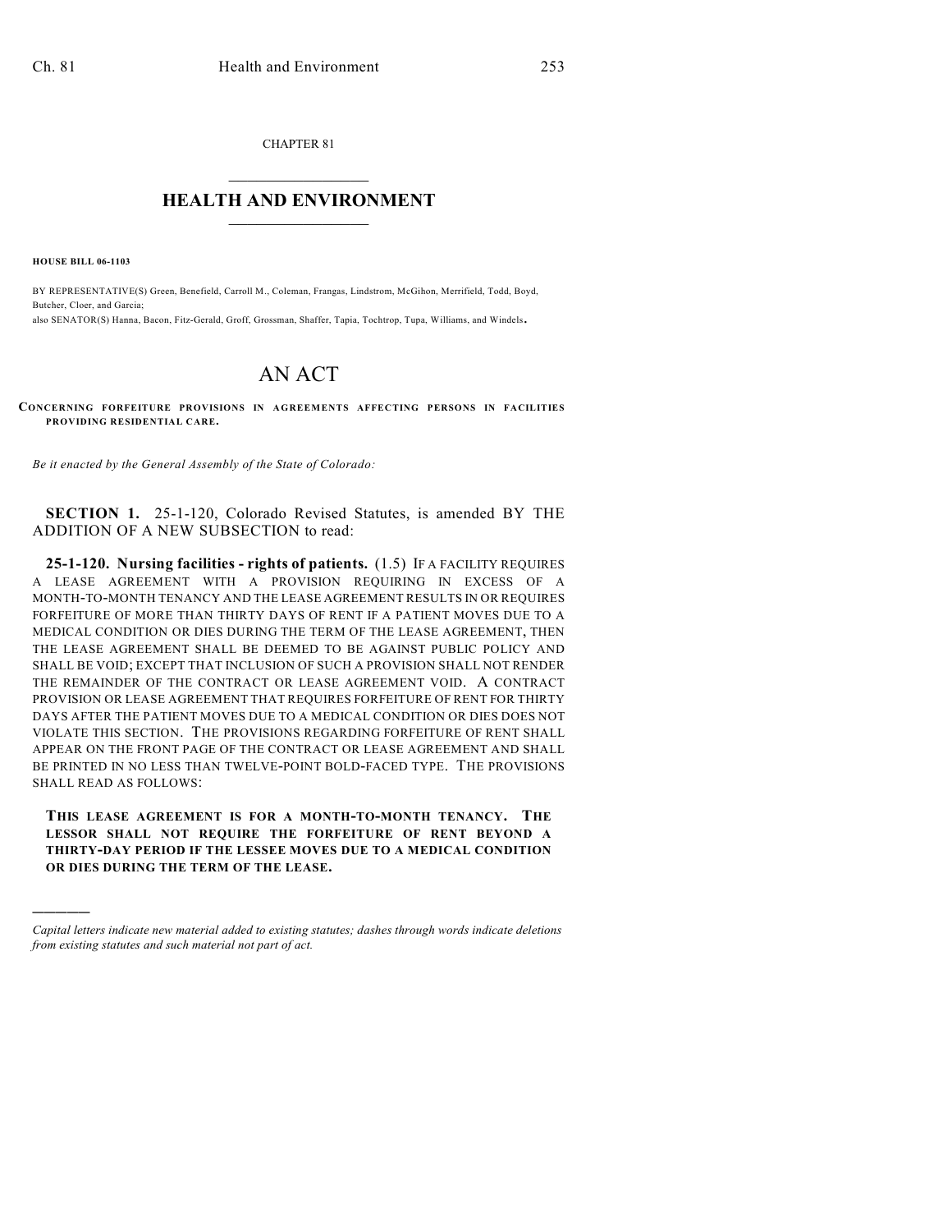CHAPTER 81

# HEALTH AND ENVIRONMENT

**HOUSE BILL 06-1103**

BY REPRESENTATIVE(S) Green, Benefield, Carroll M., Coleman, Frangas, Lindstrom, McGihon, Merrifield, Todd, Boyd, Butcher, Cloer, and Garcia;
also SENATOR(S) Hanna, Bacon, Fitz-Gerald, Groff, Grossman, Shaffer, Tapia, Tochtrop, Tupa, Williams, and Windels.

# AN ACT

**CONCERNING FORFEITURE PROVISIONS IN AGREEMENTS AFFECTING PERSONS IN FACILITIES PROVIDING RESIDENTIAL CARE.**

*Be it enacted by the General Assembly of the State of Colorado:*

**SECTION 1.** 25-1-120, Colorado Revised Statutes, is amended BY THE ADDITION OF A NEW SUBSECTION to read:

**25-1-120. Nursing facilities - rights of patients.** (1.5) IF A FACILITY REQUIRES A LEASE AGREEMENT WITH A PROVISION REQUIRING IN EXCESS OF A MONTH-TO-MONTH TENANCY AND THE LEASE AGREEMENT RESULTS IN OR REQUIRES FORFEITURE OF MORE THAN THIRTY DAYS OF RENT IF A PATIENT MOVES DUE TO A MEDICAL CONDITION OR DIES DURING THE TERM OF THE LEASE AGREEMENT, THEN THE LEASE AGREEMENT SHALL BE DEEMED TO BE AGAINST PUBLIC POLICY AND SHALL BE VOID; EXCEPT THAT INCLUSION OF SUCH A PROVISION SHALL NOT RENDER THE REMAINDER OF THE CONTRACT OR LEASE AGREEMENT VOID. A CONTRACT PROVISION OR LEASE AGREEMENT THAT REQUIRES FORFEITURE OF RENT FOR THIRTY DAYS AFTER THE PATIENT MOVES DUE TO A MEDICAL CONDITION OR DIES DOES NOT VIOLATE THIS SECTION. THE PROVISIONS REGARDING FORFEITURE OF RENT SHALL APPEAR ON THE FRONT PAGE OF THE CONTRACT OR LEASE AGREEMENT AND SHALL BE PRINTED IN NO LESS THAN TWELVE-POINT BOLD-FACED TYPE. THE PROVISIONS SHALL READ AS FOLLOWS:

**THIS LEASE AGREEMENT IS FOR A MONTH-TO-MONTH TENANCY. THE LESSOR SHALL NOT REQUIRE THE FORFEITURE OF RENT BEYOND A THIRTY-DAY PERIOD IF THE LESSEE MOVES DUE TO A MEDICAL CONDITION OR DIES DURING THE TERM OF THE LEASE.**

---

*Capital letters indicate new material added to existing statutes; dashes through words indicate deletions from existing statutes and such material not part of act.*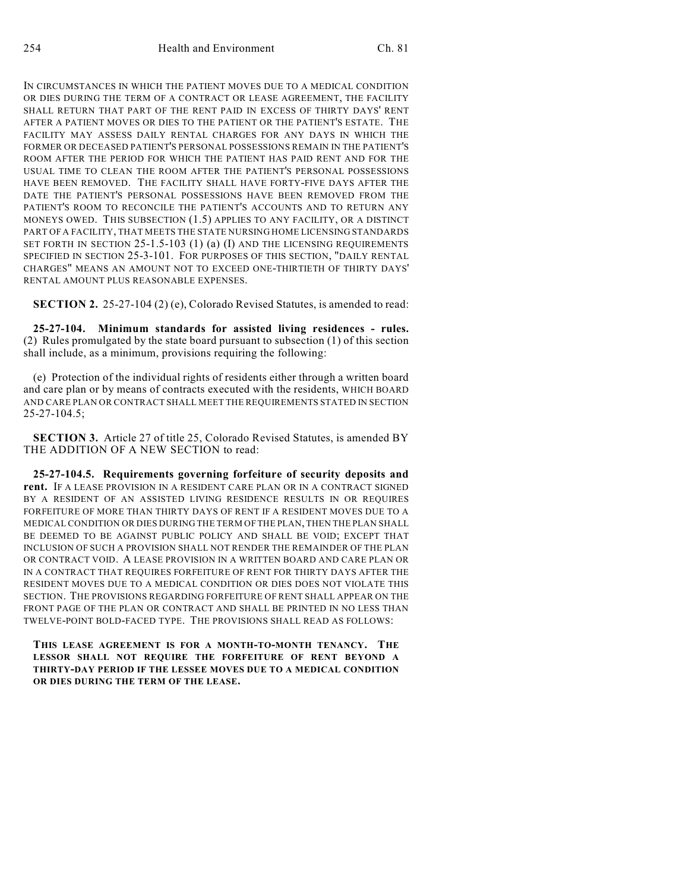IN CIRCUMSTANCES IN WHICH THE PATIENT MOVES DUE TO A MEDICAL CONDITION OR DIES DURING THE TERM OF A CONTRACT OR LEASE AGREEMENT, THE FACILITY SHALL RETURN THAT PART OF THE RENT PAID IN EXCESS OF THIRTY DAYS' RENT AFTER A PATIENT MOVES OR DIES TO THE PATIENT OR THE PATIENT'S ESTATE. THE FACILITY MAY ASSESS DAILY RENTAL CHARGES FOR ANY DAYS IN WHICH THE FORMER OR DECEASED PATIENT'S PERSONAL POSSESSIONS REMAIN IN THE PATIENT'S ROOM AFTER THE PERIOD FOR WHICH THE PATIENT HAS PAID RENT AND FOR THE USUAL TIME TO CLEAN THE ROOM AFTER THE PATIENT'S PERSONAL POSSESSIONS HAVE BEEN REMOVED. THE FACILITY SHALL HAVE FORTY-FIVE DAYS AFTER THE DATE THE PATIENT'S PERSONAL POSSESSIONS HAVE BEEN REMOVED FROM THE PATIENT'S ROOM TO RECONCILE THE PATIENT'S ACCOUNTS AND TO RETURN ANY MONEYS OWED. THIS SUBSECTION (1.5) APPLIES TO ANY FACILITY, OR A DISTINCT PART OF A FACILITY, THAT MEETS THE STATE NURSING HOME LICENSING STANDARDS SET FORTH IN SECTION 25-1.5-103 (1) (a) (I) AND THE LICENSING REQUIREMENTS SPECIFIED IN SECTION 25-3-101. FOR PURPOSES OF THIS SECTION, "DAILY RENTAL CHARGES" MEANS AN AMOUNT NOT TO EXCEED ONE-THIRTIETH OF THIRTY DAYS' RENTAL AMOUNT PLUS REASONABLE EXPENSES.

**SECTION 2.** 25-27-104 (2) (e), Colorado Revised Statutes, is amended to read:

**25-27-104. Minimum standards for assisted living residences - rules.** (2) Rules promulgated by the state board pursuant to subsection (1) of this section shall include, as a minimum, provisions requiring the following:

(e) Protection of the individual rights of residents either through a written board and care plan or by means of contracts executed with the residents, WHICH BOARD AND CARE PLAN OR CONTRACT SHALL MEET THE REQUIREMENTS STATED IN SECTION 25-27-104.5;

**SECTION 3.** Article 27 of title 25, Colorado Revised Statutes, is amended BY THE ADDITION OF A NEW SECTION to read:

**25-27-104.5. Requirements governing forfeiture of security deposits and rent.** IF A LEASE PROVISION IN A RESIDENT CARE PLAN OR IN A CONTRACT SIGNED BY A RESIDENT OF AN ASSISTED LIVING RESIDENCE RESULTS IN OR REQUIRES FORFEITURE OF MORE THAN THIRTY DAYS OF RENT IF A RESIDENT MOVES DUE TO A MEDICAL CONDITION OR DIES DURING THE TERM OF THE PLAN, THEN THE PLAN SHALL BE DEEMED TO BE AGAINST PUBLIC POLICY AND SHALL BE VOID; EXCEPT THAT INCLUSION OF SUCH A PROVISION SHALL NOT RENDER THE REMAINDER OF THE PLAN OR CONTRACT VOID. A LEASE PROVISION IN A WRITTEN BOARD AND CARE PLAN OR IN A CONTRACT THAT REQUIRES FORFEITURE OF RENT FOR THIRTY DAYS AFTER THE RESIDENT MOVES DUE TO A MEDICAL CONDITION OR DIES DOES NOT VIOLATE THIS SECTION. THE PROVISIONS REGARDING FORFEITURE OF RENT SHALL APPEAR ON THE FRONT PAGE OF THE PLAN OR CONTRACT AND SHALL BE PRINTED IN NO LESS THAN TWELVE-POINT BOLD-FACED TYPE. THE PROVISIONS SHALL READ AS FOLLOWS:

**THIS LEASE AGREEMENT IS FOR A MONTH-TO-MONTH TENANCY. THE LESSOR SHALL NOT REQUIRE THE FORFEITURE OF RENT BEYOND A THIRTY-DAY PERIOD IF THE LESSEE MOVES DUE TO A MEDICAL CONDITION OR DIES DURING THE TERM OF THE LEASE.**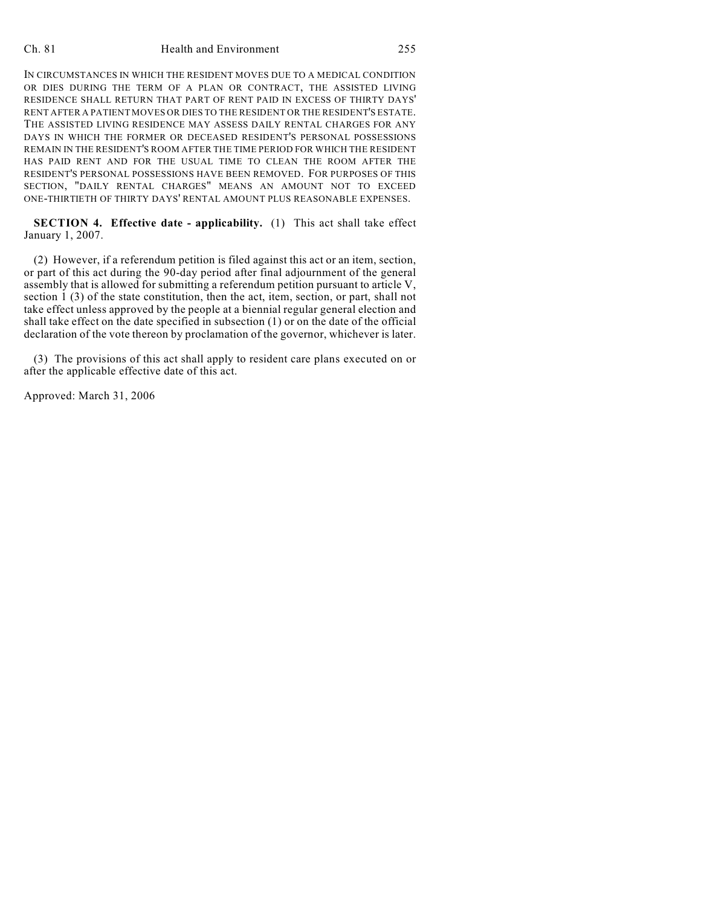IN CIRCUMSTANCES IN WHICH THE RESIDENT MOVES DUE TO A MEDICAL CONDITION OR DIES DURING THE TERM OF A PLAN OR CONTRACT, THE ASSISTED LIVING RESIDENCE SHALL RETURN THAT PART OF RENT PAID IN EXCESS OF THIRTY DAYS' RENT AFTER A PATIENT MOVES OR DIES TO THE RESIDENT OR THE RESIDENT'S ESTATE. THE ASSISTED LIVING RESIDENCE MAY ASSESS DAILY RENTAL CHARGES FOR ANY DAYS IN WHICH THE FORMER OR DECEASED RESIDENT'S PERSONAL POSSESSIONS REMAIN IN THE RESIDENT'S ROOM AFTER THE TIME PERIOD FOR WHICH THE RESIDENT HAS PAID RENT AND FOR THE USUAL TIME TO CLEAN THE ROOM AFTER THE RESIDENT'S PERSONAL POSSESSIONS HAVE BEEN REMOVED. FOR PURPOSES OF THIS SECTION, "DAILY RENTAL CHARGES" MEANS AN AMOUNT NOT TO EXCEED ONE-THIRTIETH OF THIRTY DAYS' RENTAL AMOUNT PLUS REASONABLE EXPENSES.

**SECTION 4. Effective date - applicability.** (1) This act shall take effect January 1, 2007.

(2) However, if a referendum petition is filed against this act or an item, section, or part of this act during the 90-day period after final adjournment of the general assembly that is allowed for submitting a referendum petition pursuant to article V, section 1 (3) of the state constitution, then the act, item, section, or part, shall not take effect unless approved by the people at a biennial regular general election and shall take effect on the date specified in subsection (1) or on the date of the official declaration of the vote thereon by proclamation of the governor, whichever is later.

(3) The provisions of this act shall apply to resident care plans executed on or after the applicable effective date of this act.

Approved: March 31, 2006